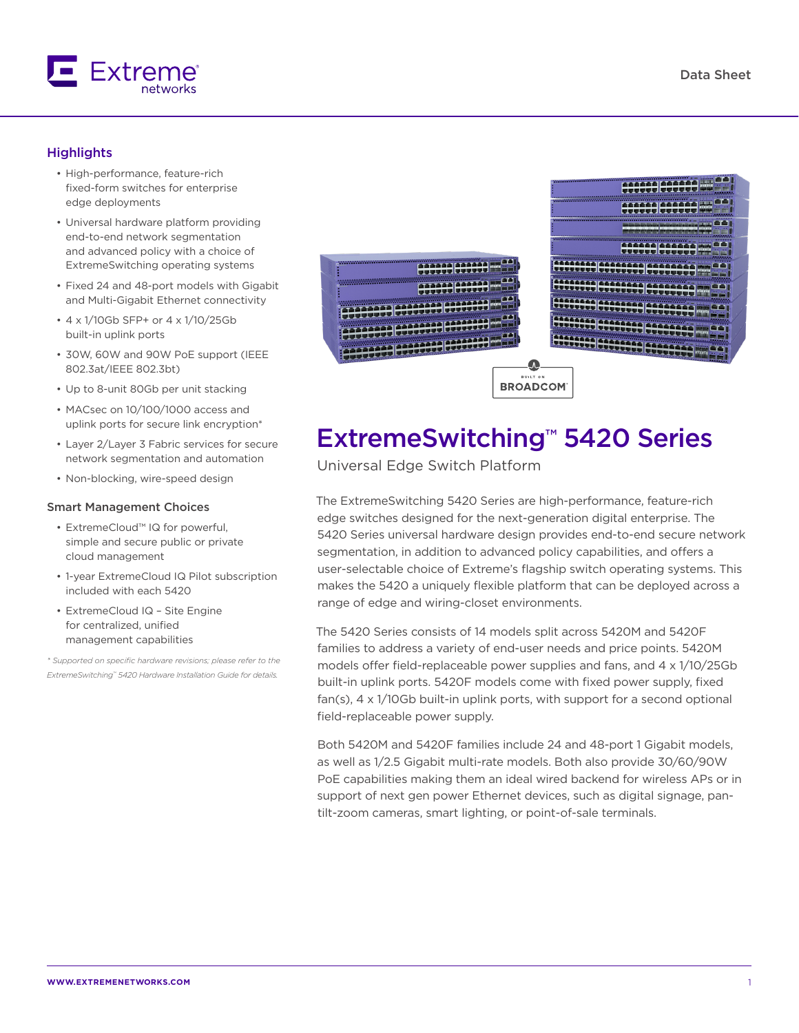# ExtremeSwitching™ 5420 Series

Universal Edge Switch Platform

## Highlights

- High-performance, feature-rich fixed-form switches for enterprise edge deployments
- Universal hardware platform providing end-to-end network segmentation and advanced policy with a choice of ExtremeSwitching operating systems
- Fixed 24 and 48-port models with Gigabit and Multi-Gigabit Ethernet connectivity
- 4 x 1/10Gb SFP+ or 4 x 1/10/25Gb built-in uplink ports
- 30W, 60W and 90W PoE support (IEEE 802.3at/IEEE 802.3bt)
- Up to 8-unit 80Gb per unit stacking
- MACsec on 10/100/1000 access and uplink ports for secure link encryption*
- Layer 2/Layer 3 Fabric services for secure network segmentation and automation
- Non-blocking, wire-speed design

### Smart Management Choices

- ExtremeCloud™ IQ for powerful, simple and secure public or private cloud management
- 1-year ExtremeCloud IQ Pilot subscription included with each 5420
- ExtremeCloud IQ – Site Engine for centralized, unified management capabilities

*\* Supported on specific hardware revisions; please refer to the ExtremeSwitching™ 5420 Hardware Installation Guide for details.*

The ExtremeSwitching 5420 Series are high-performance, feature-rich edge switches designed for the next-generation digital enterprise. The 5420 Series universal hardware design provides end-to-end secure network segmentation, in addition to advanced policy capabilities, and offers a user-selectable choice of Extreme's flagship switch operating systems. This makes the 5420 a uniquely flexible platform that can be deployed across a range of edge and wiring-closet environments.

The 5420 Series consists of 14 models split across 5420M and 5420F families to address a variety of end-user needs and price points. 5420M models offer field-replaceable power supplies and fans, and 4 x 1/10/25Gb built-in uplink ports. 5420F models come with fixed power supply, fixed fan(s), 4 x 1/10Gb built-in uplink ports, with support for a second optional field-replaceable power supply.

Both 5420M and 5420F families include 24 and 48-port 1 Gigabit models, as well as 1/2.5 Gigabit multi-rate models. Both also provide 30/60/90W PoE capabilities making them an ideal wired backend for wireless APs or in support of next gen power Ethernet devices, such as digital signage, pan-tilt-zoom cameras, smart lighting, or point-of-sale terminals.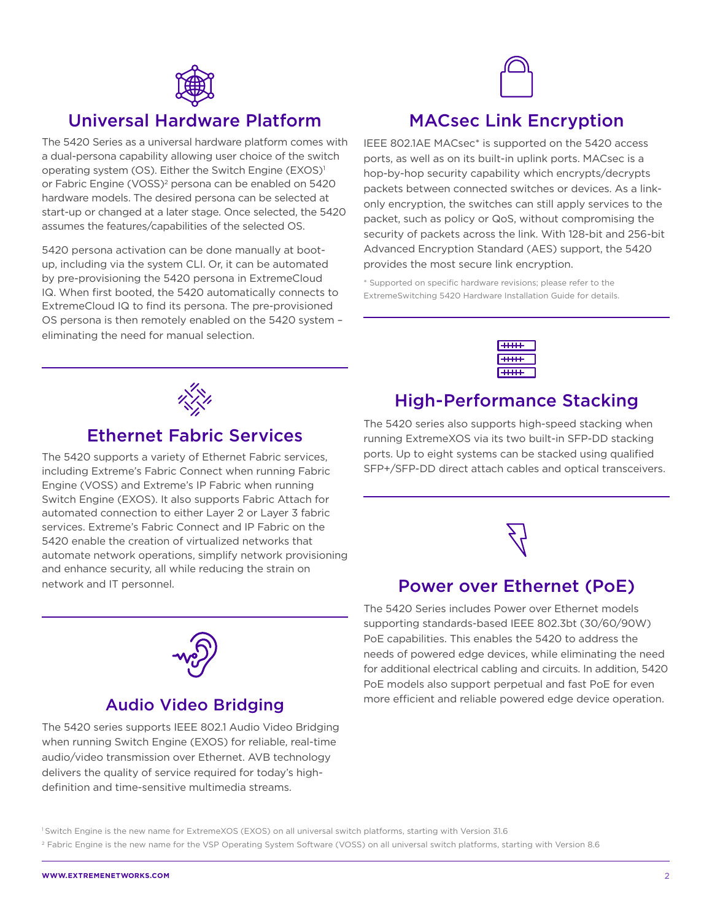## Universal Hardware Platform

The 5420 Series as a universal hardware platform comes with a dual-persona capability allowing user choice of the switch operating system (OS). Either the Switch Engine (EXOS)[1] or Fabric Engine (VOSS)[2] persona can be enabled on 5420 hardware models. The desired persona can be selected at start-up or changed at a later stage. Once selected, the 5420 assumes the features/capabilities of the selected OS.

5420 persona activation can be done manually at boot-up, including via the system CLI. Or, it can be automated by pre-provisioning the 5420 persona in ExtremeCloud IQ. When first booted, the 5420 automatically connects to ExtremeCloud IQ to find its persona. The pre-provisioned OS persona is then remotely enabled on the 5420 system – eliminating the need for manual selection.

## Ethernet Fabric Services

The 5420 supports a variety of Ethernet Fabric services, including Extreme's Fabric Connect when running Fabric Engine (VOSS) and Extreme's IP Fabric when running Switch Engine (EXOS). It also supports Fabric Attach for automated connection to either Layer 2 or Layer 3 fabric services. Extreme's Fabric Connect and IP Fabric on the 5420 enable the creation of virtualized networks that automate network operations, simplify network provisioning and enhance security, all while reducing the strain on network and IT personnel.

## Audio Video Bridging

The 5420 series supports IEEE 802.1 Audio Video Bridging when running Switch Engine (EXOS) for reliable, real-time audio/video transmission over Ethernet. AVB technology delivers the quality of service required for today's high-definition and time-sensitive multimedia streams.

## MACsec Link Encryption

IEEE 802.1AE MACsec* is supported on the 5420 access ports, as well as on its built-in uplink ports. MACsec is a hop-by-hop security capability which encrypts/decrypts packets between connected switches or devices. As a link-only encryption, the switches can still apply services to the packet, such as policy or QoS, without compromising the security of packets across the link. With 128-bit and 256-bit Advanced Encryption Standard (AES) support, the 5420 provides the most secure link encryption.

\* Supported on specific hardware revisions; please refer to the ExtremeSwitching 5420 Hardware Installation Guide for details.

## High-Performance Stacking

The 5420 series also supports high-speed stacking when running ExtremeXOS via its two built-in SFP-DD stacking ports. Up to eight systems can be stacked using qualified SFP+/SFP-DD direct attach cables and optical transceivers.

## Power over Ethernet (PoE)

The 5420 Series includes Power over Ethernet models supporting standards-based IEEE 802.3bt (30/60/90W) PoE capabilities. This enables the 5420 to address the needs of powered edge devices, while eliminating the need for additional electrical cabling and circuits. In addition, 5420 PoE models also support perpetual and fast PoE for even more efficient and reliable powered edge device operation.

[1] Switch Engine is the new name for ExtremeXOS (EXOS) on all universal switch platforms, starting with Version 31.6

[2] Fabric Engine is the new name for the VSP Operating System Software (VOSS) on all universal switch platforms, starting with Version 8.6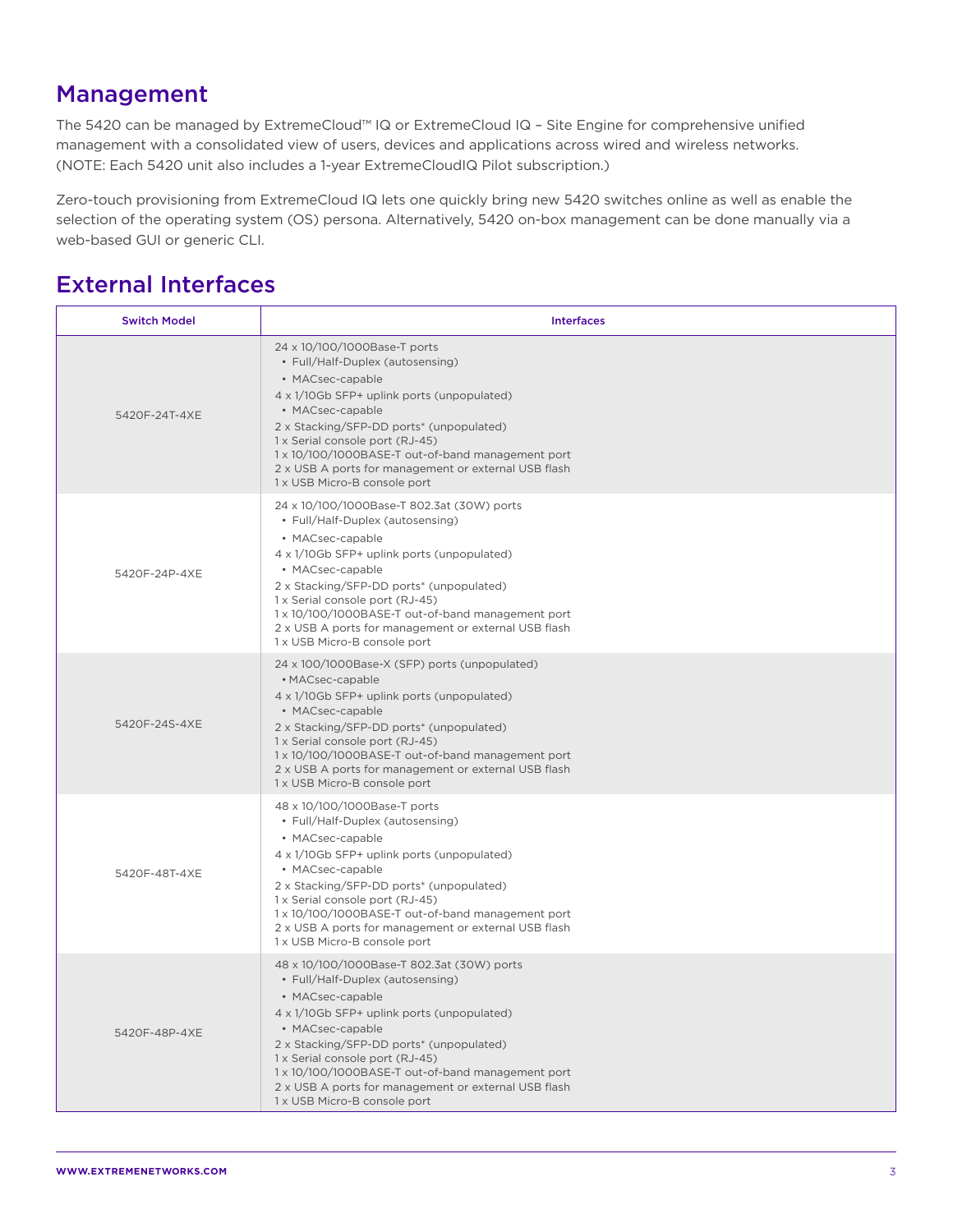## Management

The 5420 can be managed by ExtremeCloud™ IQ or ExtremeCloud IQ – Site Engine for comprehensive unified management with a consolidated view of users, devices and applications across wired and wireless networks. (NOTE: Each 5420 unit also includes a 1-year ExtremeCloudIQ Pilot subscription.)

Zero-touch provisioning from ExtremeCloud IQ lets one quickly bring new 5420 switches online as well as enable the selection of the operating system (OS) persona. Alternatively, 5420 on-box management can be done manually via a web-based GUI or generic CLI.

## External Interfaces

| Switch Model | Interfaces |
|---|---|
| 5420F-24T-4XE | 24 x 10/100/1000Base-T ports<br>• Full/Half-Duplex (autosensing)<br>• MACsec-capable<br>4 x 1/10Gb SFP+ uplink ports (unpopulated)<br>• MACsec-capable<br>2 x Stacking/SFP-DD ports* (unpopulated)<br>1 x Serial console port (RJ-45)<br>1 x 10/100/1000BASE-T out-of-band management port<br>2 x USB A ports for management or external USB flash<br>1 x USB Micro-B console port |
| 5420F-24P-4XE | 24 x 10/100/1000Base-T 802.3at (30W) ports<br>• Full/Half-Duplex (autosensing)<br>• MACsec-capable<br>4 x 1/10Gb SFP+ uplink ports (unpopulated)<br>• MACsec-capable<br>2 x Stacking/SFP-DD ports* (unpopulated)<br>1 x Serial console port (RJ-45)<br>1 x 10/100/1000BASE-T out-of-band management port<br>2 x USB A ports for management or external USB flash<br>1 x USB Micro-B console port |
| 5420F-24S-4XE | 24 x 100/1000Base-X (SFP) ports (unpopulated)<br>• MACsec-capable<br>4 x 1/10Gb SFP+ uplink ports (unpopulated)<br>• MACsec-capable<br>2 x Stacking/SFP-DD ports* (unpopulated)<br>1 x Serial console port (RJ-45)<br>1 x 10/100/1000BASE-T out-of-band management port<br>2 x USB A ports for management or external USB flash<br>1 x USB Micro-B console port |
| 5420F-48T-4XE | 48 x 10/100/1000Base-T ports<br>• Full/Half-Duplex (autosensing)<br>• MACsec-capable<br>4 x 1/10Gb SFP+ uplink ports (unpopulated)<br>• MACsec-capable<br>2 x Stacking/SFP-DD ports* (unpopulated)<br>1 x Serial console port (RJ-45)<br>1 x 10/100/1000BASE-T out-of-band management port<br>2 x USB A ports for management or external USB flash<br>1 x USB Micro-B console port |
| 5420F-48P-4XE | 48 x 10/100/1000Base-T 802.3at (30W) ports<br>• Full/Half-Duplex (autosensing)<br>• MACsec-capable<br>4 x 1/10Gb SFP+ uplink ports (unpopulated)<br>• MACsec-capable<br>2 x Stacking/SFP-DD ports* (unpopulated)<br>1 x Serial console port (RJ-45)<br>1 x 10/100/1000BASE-T out-of-band management port<br>2 x USB A ports for management or external USB flash<br>1 x USB Micro-B console port |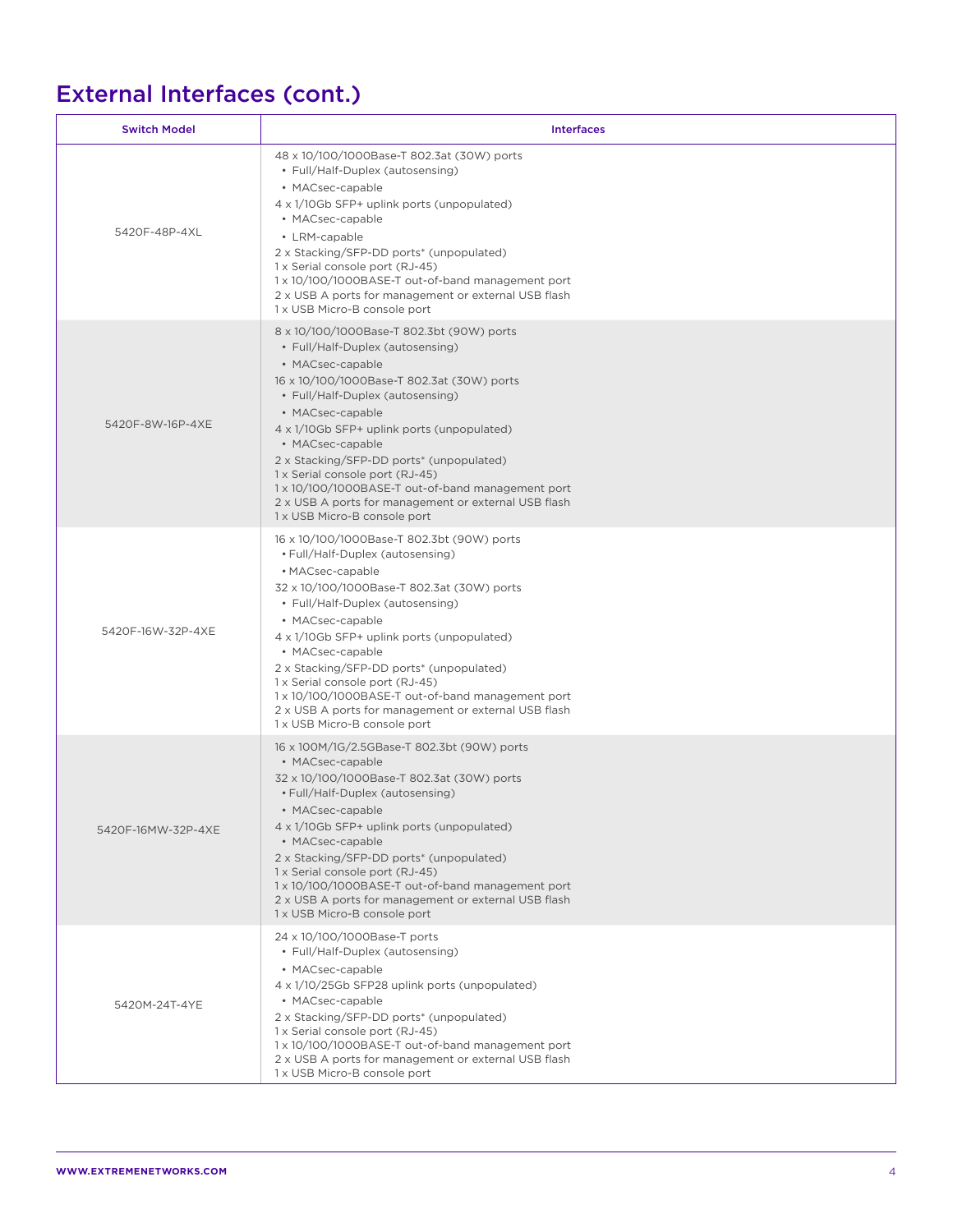## External Interfaces (cont.)

| Switch Model | Interfaces |
|---|---|
| 5420F-48P-4XL | 48 x 10/100/1000Base-T 802.3at (30W) ports<br>• Full/Half-Duplex (autosensing)<br>• MACsec-capable<br>4 x 1/10Gb SFP+ uplink ports (unpopulated)<br>• MACsec-capable<br>• LRM-capable<br>2 x Stacking/SFP-DD ports* (unpopulated)<br>1 x Serial console port (RJ-45)<br>1 x 10/100/1000BASE-T out-of-band management port<br>2 x USB A ports for management or external USB flash<br>1 x USB Micro-B console port |
| 5420F-8W-16P-4XE | 8 x 10/100/1000Base-T 802.3bt (90W) ports<br>• Full/Half-Duplex (autosensing)<br>• MACsec-capable<br>16 x 10/100/1000Base-T 802.3at (30W) ports<br>• Full/Half-Duplex (autosensing)<br>• MACsec-capable<br>4 x 1/10Gb SFP+ uplink ports (unpopulated)<br>• MACsec-capable<br>2 x Stacking/SFP-DD ports* (unpopulated)<br>1 x Serial console port (RJ-45)<br>1 x 10/100/1000BASE-T out-of-band management port<br>2 x USB A ports for management or external USB flash<br>1 x USB Micro-B console port |
| 5420F-16W-32P-4XE | 16 x 10/100/1000Base-T 802.3bt (90W) ports<br>• Full/Half-Duplex (autosensing)<br>• MACsec-capable<br>32 x 10/100/1000Base-T 802.3at (30W) ports<br>• Full/Half-Duplex (autosensing)<br>• MACsec-capable<br>4 x 1/10Gb SFP+ uplink ports (unpopulated)<br>• MACsec-capable<br>2 x Stacking/SFP-DD ports* (unpopulated)<br>1 x Serial console port (RJ-45)<br>1 x 10/100/1000BASE-T out-of-band management port<br>2 x USB A ports for management or external USB flash<br>1 x USB Micro-B console port |
| 5420F-16MW-32P-4XE | 16 x 100M/1G/2.5GBase-T 802.3bt (90W) ports<br>• MACsec-capable<br>32 x 10/100/1000Base-T 802.3at (30W) ports<br>• Full/Half-Duplex (autosensing)<br>• MACsec-capable<br>4 x 1/10Gb SFP+ uplink ports (unpopulated)<br>• MACsec-capable<br>2 x Stacking/SFP-DD ports* (unpopulated)<br>1 x Serial console port (RJ-45)<br>1 x 10/100/1000BASE-T out-of-band management port<br>2 x USB A ports for management or external USB flash<br>1 x USB Micro-B console port |
| 5420M-24T-4YE | 24 x 10/100/1000Base-T ports<br>• Full/Half-Duplex (autosensing)<br>• MACsec-capable<br>4 x 1/10/25Gb SFP28 uplink ports (unpopulated)<br>• MACsec-capable<br>2 x Stacking/SFP-DD ports* (unpopulated)<br>1 x Serial console port (RJ-45)<br>1 x 10/100/1000BASE-T out-of-band management port<br>2 x USB A ports for management or external USB flash<br>1 x USB Micro-B console port |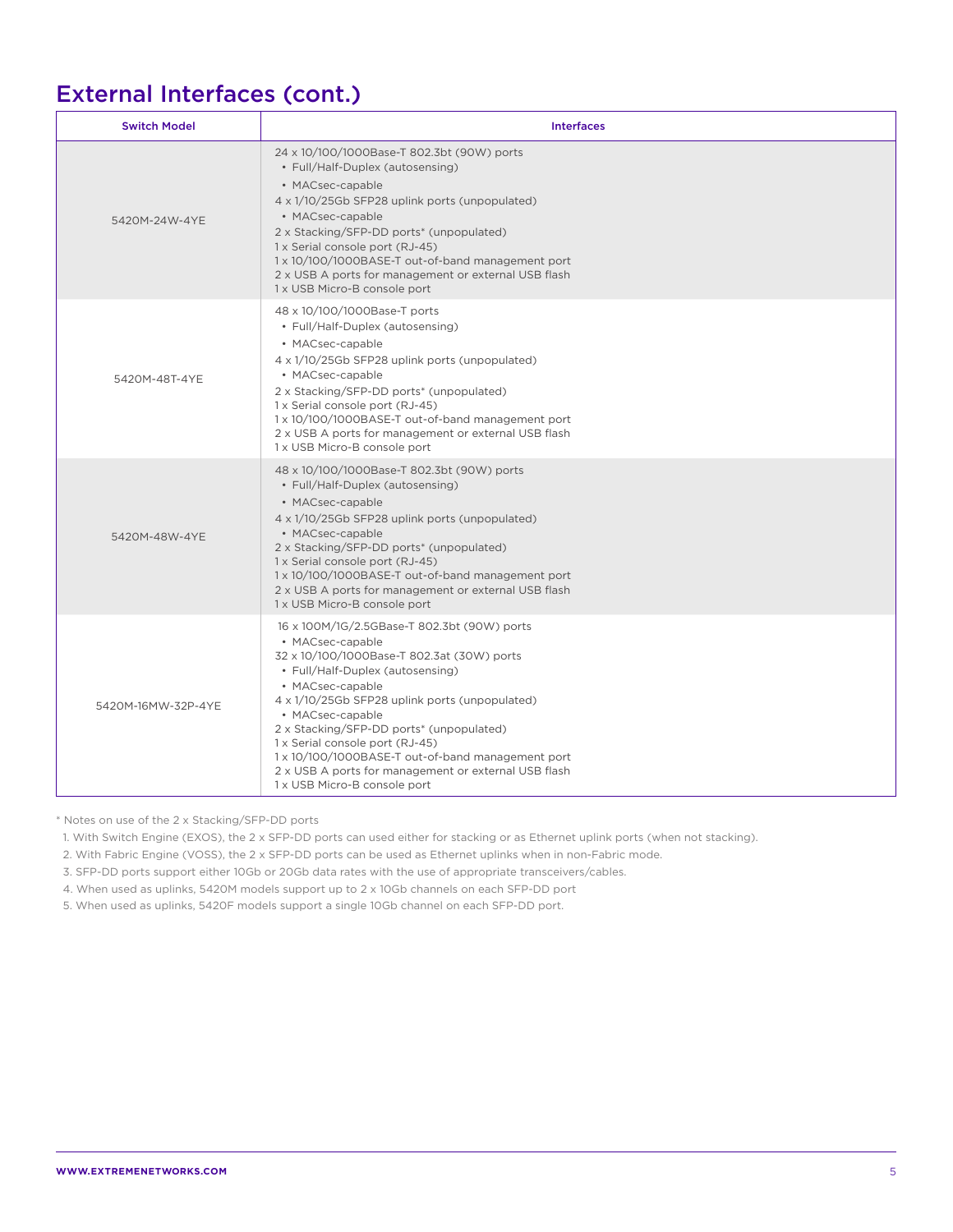## External Interfaces (cont.)

| Switch Model | Interfaces |
|---|---|
| 5420M-24W-4YE | 24 x 10/100/1000Base-T 802.3bt (90W) ports<br>• Full/Half-Duplex (autosensing)<br>• MACsec-capable<br>4 x 1/10/25Gb SFP28 uplink ports (unpopulated)<br>• MACsec-capable<br>2 x Stacking/SFP-DD ports* (unpopulated)<br>1 x Serial console port (RJ-45)<br>1 x 10/100/1000BASE-T out-of-band management port<br>2 x USB A ports for management or external USB flash<br>1 x USB Micro-B console port |
| 5420M-48T-4YE | 48 x 10/100/1000Base-T ports<br>• Full/Half-Duplex (autosensing)<br>• MACsec-capable<br>4 x 1/10/25Gb SFP28 uplink ports (unpopulated)<br>• MACsec-capable<br>2 x Stacking/SFP-DD ports* (unpopulated)<br>1 x Serial console port (RJ-45)<br>1 x 10/100/1000BASE-T out-of-band management port<br>2 x USB A ports for management or external USB flash<br>1 x USB Micro-B console port |
| 5420M-48W-4YE | 48 x 10/100/1000Base-T 802.3bt (90W) ports<br>• Full/Half-Duplex (autosensing)<br>• MACsec-capable<br>4 x 1/10/25Gb SFP28 uplink ports (unpopulated)<br>• MACsec-capable<br>2 x Stacking/SFP-DD ports* (unpopulated)<br>1 x Serial console port (RJ-45)<br>1 x 10/100/1000BASE-T out-of-band management port<br>2 x USB A ports for management or external USB flash<br>1 x USB Micro-B console port |
| 5420M-16MW-32P-4YE | 16 x 100M/1G/2.5GBase-T 802.3bt (90W) ports<br>• MACsec-capable<br>32 x 10/100/1000Base-T 802.3at (30W) ports<br>• Full/Half-Duplex (autosensing)<br>• MACsec-capable<br>4 x 1/10/25Gb SFP28 uplink ports (unpopulated)<br>• MACsec-capable<br>2 x Stacking/SFP-DD ports* (unpopulated)<br>1 x Serial console port (RJ-45)<br>1 x 10/100/1000BASE-T out-of-band management port<br>2 x USB A ports for management or external USB flash<br>1 x USB Micro-B console port |

* Notes on use of the 2 x Stacking/SFP-DD ports

1. With Switch Engine (EXOS), the 2 x SFP-DD ports can used either for stacking or as Ethernet uplink ports (when not stacking).
2. With Fabric Engine (VOSS), the 2 x SFP-DD ports can be used as Ethernet uplinks when in non-Fabric mode.
3. SFP-DD ports support either 10Gb or 20Gb data rates with the use of appropriate transceivers/cables.
4. When used as uplinks, 5420M models support up to 2 x 10Gb channels on each SFP-DD port
5. When used as uplinks, 5420F models support a single 10Gb channel on each SFP-DD port.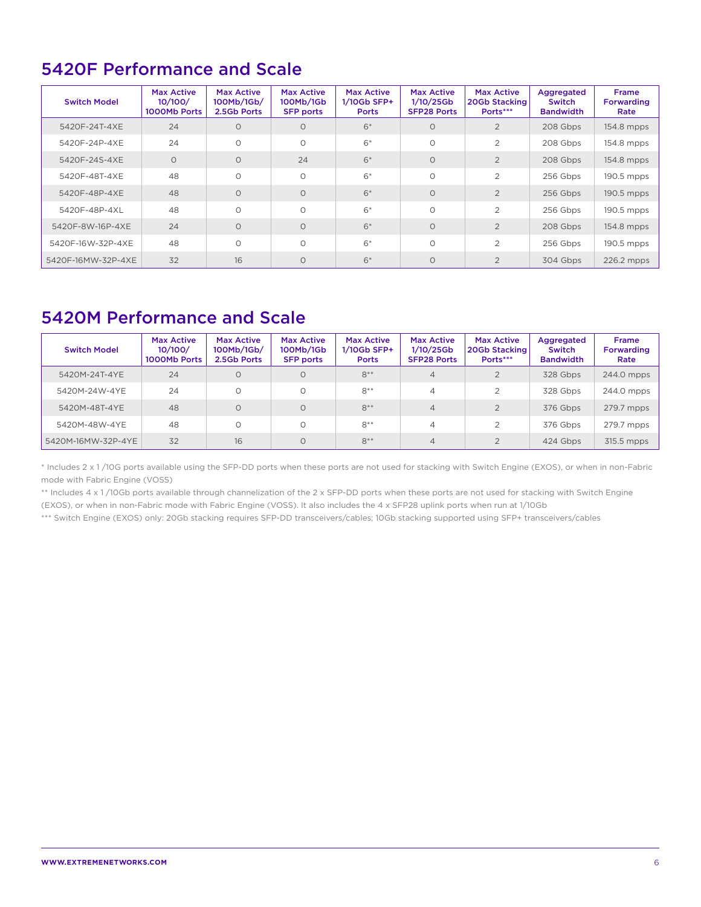## 5420F Performance and Scale

| Switch Model | Max Active 10/100/ 1000Mb Ports | Max Active 100Mb/1Gb/ 2.5Gb Ports | Max Active 100Mb/1Gb SFP ports | Max Active 1/10Gb SFP+ Ports | Max Active 1/10/25Gb SFP28 Ports | Max Active 20Gb Stacking Ports*** | Aggregated Switch Bandwidth | Frame Forwarding Rate |
|---|---|---|---|---|---|---|---|---|
| 5420F-24T-4XE | 24 | 0 | 0 | 6* | 0 | 2 | 208 Gbps | 154.8 mpps |
| 5420F-24P-4XE | 24 | 0 | 0 | 6* | 0 | 2 | 208 Gbps | 154.8 mpps |
| 5420F-24S-4XE | 0 | 0 | 24 | 6* | 0 | 2 | 208 Gbps | 154.8 mpps |
| 5420F-48T-4XE | 48 | 0 | 0 | 6* | 0 | 2 | 256 Gbps | 190.5 mpps |
| 5420F-48P-4XE | 48 | 0 | 0 | 6* | 0 | 2 | 256 Gbps | 190.5 mpps |
| 5420F-48P-4XL | 48 | 0 | 0 | 6* | 0 | 2 | 256 Gbps | 190.5 mpps |
| 5420F-8W-16P-4XE | 24 | 0 | 0 | 6* | 0 | 2 | 208 Gbps | 154.8 mpps |
| 5420F-16W-32P-4XE | 48 | 0 | 0 | 6* | 0 | 2 | 256 Gbps | 190.5 mpps |
| 5420F-16MW-32P-4XE | 32 | 16 | 0 | 6* | 0 | 2 | 304 Gbps | 226.2 mpps |

## 5420M Performance and Scale

| Switch Model | Max Active 10/100/ 1000Mb Ports | Max Active 100Mb/1Gb/ 2.5Gb Ports | Max Active 100Mb/1Gb SFP ports | Max Active 1/10Gb SFP+ Ports | Max Active 1/10/25Gb SFP28 Ports | Max Active 20Gb Stacking Ports*** | Aggregated Switch Bandwidth | Frame Forwarding Rate |
|---|---|---|---|---|---|---|---|---|
| 5420M-24T-4YE | 24 | 0 | 0 | 8** | 4 | 2 | 328 Gbps | 244.0 mpps |
| 5420M-24W-4YE | 24 | 0 | 0 | 8** | 4 | 2 | 328 Gbps | 244.0 mpps |
| 5420M-48T-4YE | 48 | 0 | 0 | 8** | 4 | 2 | 376 Gbps | 279.7 mpps |
| 5420M-48W-4YE | 48 | 0 | 0 | 8** | 4 | 2 | 376 Gbps | 279.7 mpps |
| 5420M-16MW-32P-4YE | 32 | 16 | 0 | 8** | 4 | 2 | 424 Gbps | 315.5 mpps |

* Includes 2 x 1 /10G ports available using the SFP-DD ports when these ports are not used for stacking with Switch Engine (EXOS), or when in non-Fabric mode with Fabric Engine (VOSS)

** Includes 4 x 1 /10Gb ports available through channelization of the 2 x SFP-DD ports when these ports are not used for stacking with Switch Engine (EXOS), or when in non-Fabric mode with Fabric Engine (VOSS). It also includes the 4 x SFP28 uplink ports when run at 1/10Gb

*** Switch Engine (EXOS) only: 20Gb stacking requires SFP-DD transceivers/cables; 10Gb stacking supported using SFP+ transceivers/cables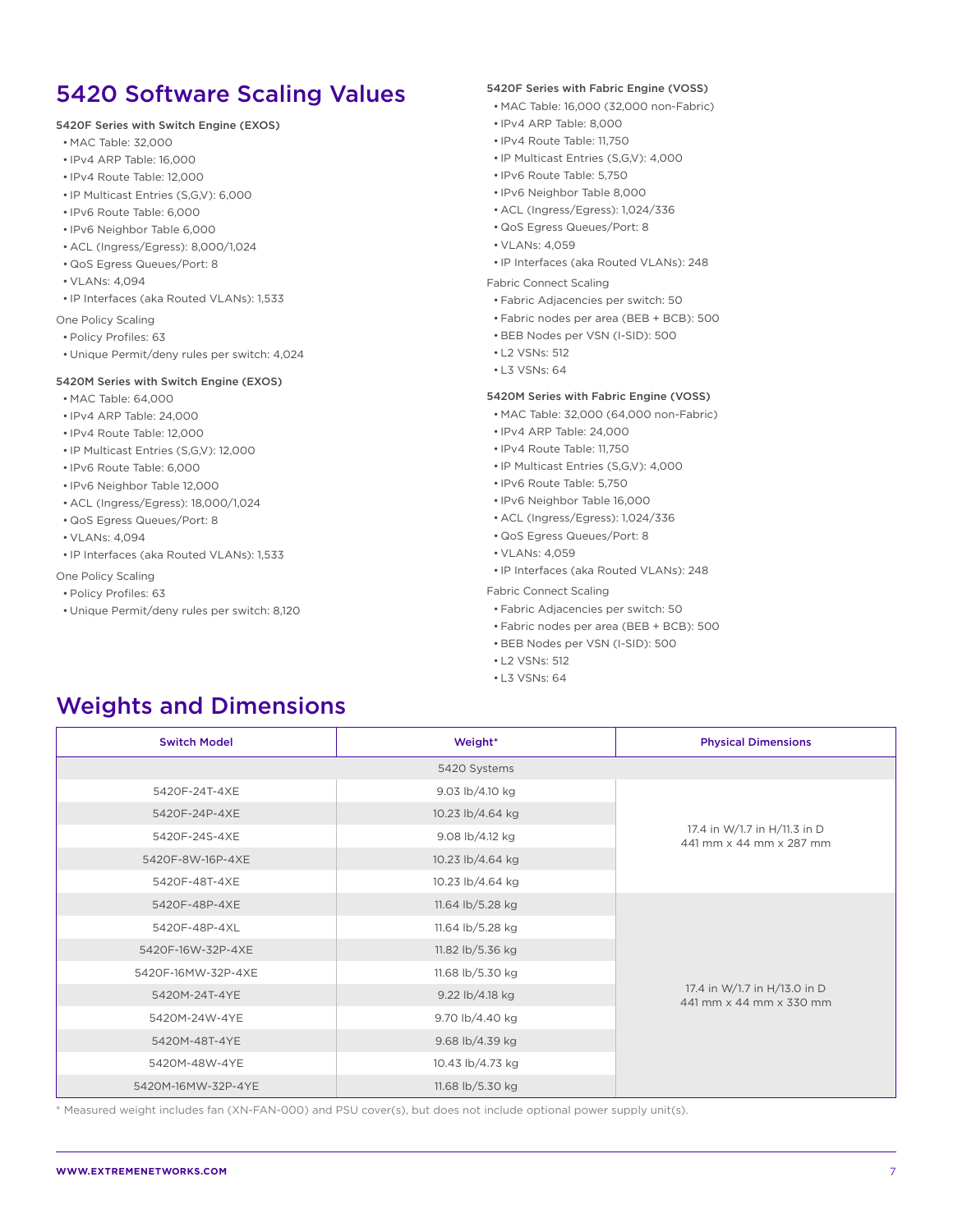## 5420 Software Scaling Values

**5420F Series with Switch Engine (EXOS)**

- MAC Table: 32,000
- IPv4 ARP Table: 16,000
- IPv4 Route Table: 12,000
- IP Multicast Entries (S,G,V): 6,000
- IPv6 Route Table: 6,000
- IPv6 Neighbor Table 6,000
- ACL (Ingress/Egress): 8,000/1,024
- QoS Egress Queues/Port: 8
- VLANs: 4,094
- IP Interfaces (aka Routed VLANs): 1,533

One Policy Scaling

- Policy Profiles: 63
- Unique Permit/deny rules per switch: 4,024

**5420M Series with Switch Engine (EXOS)**

- MAC Table: 64,000
- IPv4 ARP Table: 24,000
- IPv4 Route Table: 12,000
- IP Multicast Entries (S,G,V): 12,000
- IPv6 Route Table: 6,000
- IPv6 Neighbor Table 12,000
- ACL (Ingress/Egress): 18,000/1,024
- QoS Egress Queues/Port: 8
- VLANs: 4,094
- IP Interfaces (aka Routed VLANs): 1,533

One Policy Scaling

- Policy Profiles: 63
- Unique Permit/deny rules per switch: 8,120

**5420F Series with Fabric Engine (VOSS)**

- MAC Table: 16,000 (32,000 non-Fabric)
- IPv4 ARP Table: 8,000
- IPv4 Route Table: 11,750
- IP Multicast Entries (S,G,V): 4,000
- IPv6 Route Table: 5,750
- IPv6 Neighbor Table 8,000
- ACL (Ingress/Egress): 1,024/336
- QoS Egress Queues/Port: 8
- VLANs: 4,059
- IP Interfaces (aka Routed VLANs): 248

Fabric Connect Scaling

- Fabric Adjacencies per switch: 50
- Fabric nodes per area (BEB + BCB): 500
- BEB Nodes per VSN (I-SID): 500
- L2 VSNs: 512
- L3 VSNs: 64

**5420M Series with Fabric Engine (VOSS)**

- MAC Table: 32,000 (64,000 non-Fabric)
- IPv4 ARP Table: 24,000
- IPv4 Route Table: 11,750
- IP Multicast Entries (S,G,V): 4,000
- IPv6 Route Table: 5,750
- IPv6 Neighbor Table 16,000
- ACL (Ingress/Egress): 1,024/336
- QoS Egress Queues/Port: 8
- VLANs: 4,059
- IP Interfaces (aka Routed VLANs): 248

Fabric Connect Scaling

- Fabric Adjacencies per switch: 50
- Fabric nodes per area (BEB + BCB): 500
- BEB Nodes per VSN (I-SID): 500
- L2 VSNs: 512
- L3 VSNs: 64

## Weights and Dimensions

| Switch Model | Weight* | Physical Dimensions |
|---|---|---|
| | 5420 Systems | |
| 5420F-24T-4XE | 9.03 lb/4.10 kg | 17.4 in W/1.7 in H/11.3 in D<br>441 mm x 44 mm x 287 mm |
| 5420F-24P-4XE | 10.23 lb/4.64 kg | |
| 5420F-24S-4XE | 9.08 lb/4.12 kg | |
| 5420F-8W-16P-4XE | 10.23 lb/4.64 kg | |
| 5420F-48T-4XE | 10.23 lb/4.64 kg | |
| 5420F-48P-4XE | 11.64 lb/5.28 kg | 17.4 in W/1.7 in H/13.0 in D<br>441 mm x 44 mm x 330 mm |
| 5420F-48P-4XL | 11.64 lb/5.28 kg | |
| 5420F-16W-32P-4XE | 11.82 lb/5.36 kg | |
| 5420F-16MW-32P-4XE | 11.68 lb/5.30 kg | |
| 5420M-24T-4YE | 9.22 lb/4.18 kg | |
| 5420M-24W-4YE | 9.70 lb/4.40 kg | |
| 5420M-48T-4YE | 9.68 lb/4.39 kg | |
| 5420M-48W-4YE | 10.43 lb/4.73 kg | |
| 5420M-16MW-32P-4YE | 11.68 lb/5.30 kg | |

* Measured weight includes fan (XN-FAN-000) and PSU cover(s), but does not include optional power supply unit(s).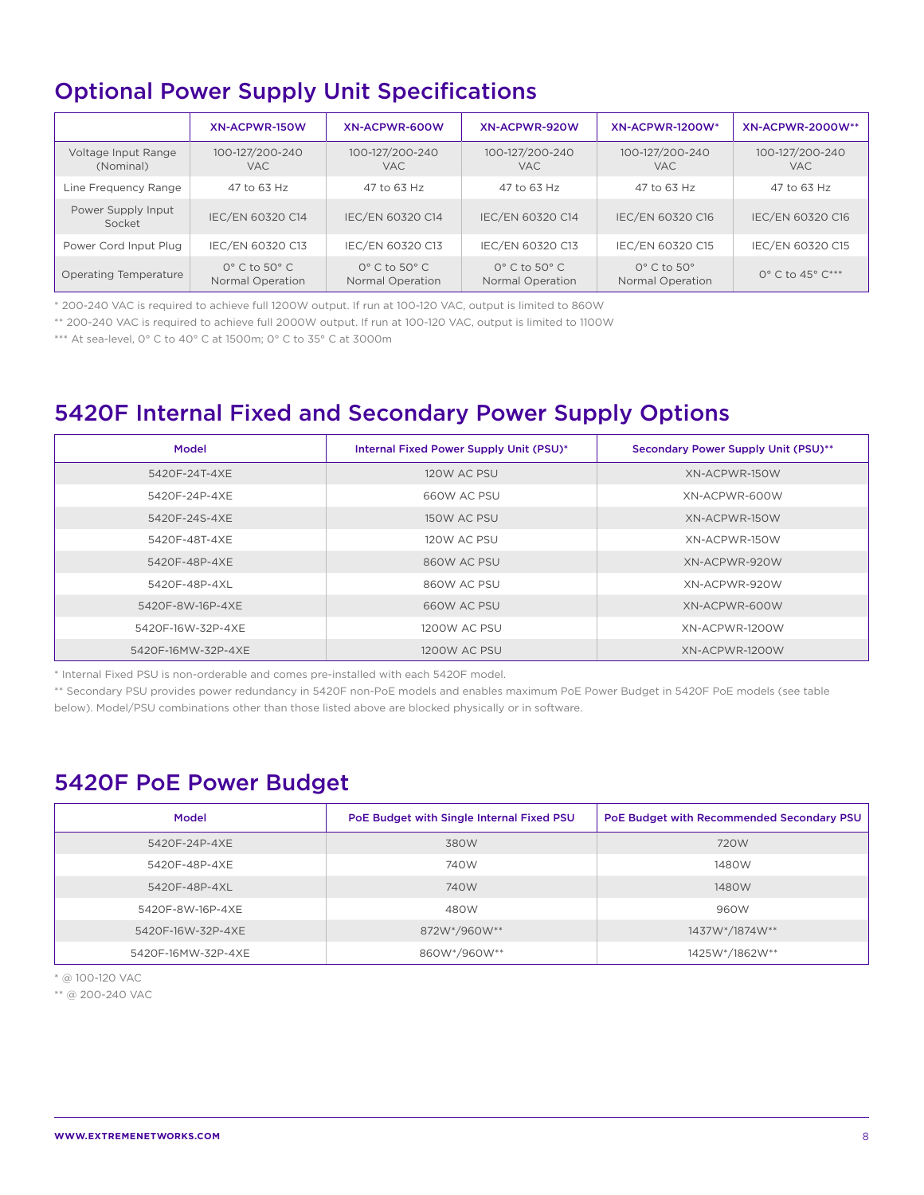## Optional Power Supply Unit Specifications

| | XN-ACPWR-150W | XN-ACPWR-600W | XN-ACPWR-920W | XN-ACPWR-1200W* | XN-ACPWR-2000W** |
|---|---|---|---|---|---|
| Voltage Input Range (Nominal) | 100-127/200-240 VAC | 100-127/200-240 VAC | 100-127/200-240 VAC | 100-127/200-240 VAC | 100-127/200-240 VAC |
| Line Frequency Range | 47 to 63 Hz | 47 to 63 Hz | 47 to 63 Hz | 47 to 63 Hz | 47 to 63 Hz |
| Power Supply Input Socket | IEC/EN 60320 C14 | IEC/EN 60320 C14 | IEC/EN 60320 C14 | IEC/EN 60320 C16 | IEC/EN 60320 C16 |
| Power Cord Input Plug | IEC/EN 60320 C13 | IEC/EN 60320 C13 | IEC/EN 60320 C13 | IEC/EN 60320 C15 | IEC/EN 60320 C15 |
| Operating Temperature | 0° C to 50° C Normal Operation | 0° C to 50° C Normal Operation | 0° C to 50° C Normal Operation | 0° C to 50° Normal Operation | 0° C to 45° C*** |

* 200-240 VAC is required to achieve full 1200W output. If run at 100-120 VAC, output is limited to 860W

** 200-240 VAC is required to achieve full 2000W output. If run at 100-120 VAC, output is limited to 1100W

*** At sea-level, 0° C to 40° C at 1500m; 0° C to 35° C at 3000m

## 5420F Internal Fixed and Secondary Power Supply Options

| Model | Internal Fixed Power Supply Unit (PSU)* | Secondary Power Supply Unit (PSU)** |
|---|---|---|
| 5420F-24T-4XE | 120W AC PSU | XN-ACPWR-150W |
| 5420F-24P-4XE | 660W AC PSU | XN-ACPWR-600W |
| 5420F-24S-4XE | 150W AC PSU | XN-ACPWR-150W |
| 5420F-48T-4XE | 120W AC PSU | XN-ACPWR-150W |
| 5420F-48P-4XE | 860W AC PSU | XN-ACPWR-920W |
| 5420F-48P-4XL | 860W AC PSU | XN-ACPWR-920W |
| 5420F-8W-16P-4XE | 660W AC PSU | XN-ACPWR-600W |
| 5420F-16W-32P-4XE | 1200W AC PSU | XN-ACPWR-1200W |
| 5420F-16MW-32P-4XE | 1200W AC PSU | XN-ACPWR-1200W |

* Internal Fixed PSU is non-orderable and comes pre-installed with each 5420F model.

** Secondary PSU provides power redundancy in 5420F non-PoE models and enables maximum PoE Power Budget in 5420F PoE models (see table below). Model/PSU combinations other than those listed above are blocked physically or in software.

## 5420F PoE Power Budget

| Model | PoE Budget with Single Internal Fixed PSU | PoE Budget with Recommended Secondary PSU |
|---|---|---|
| 5420F-24P-4XE | 380W | 720W |
| 5420F-48P-4XE | 740W | 1480W |
| 5420F-48P-4XL | 740W | 1480W |
| 5420F-8W-16P-4XE | 480W | 960W |
| 5420F-16W-32P-4XE | 872W*/960W** | 1437W*/1874W** |
| 5420F-16MW-32P-4XE | 860W*/960W** | 1425W*/1862W** |

* @ 100-120 VAC

** @ 200-240 VAC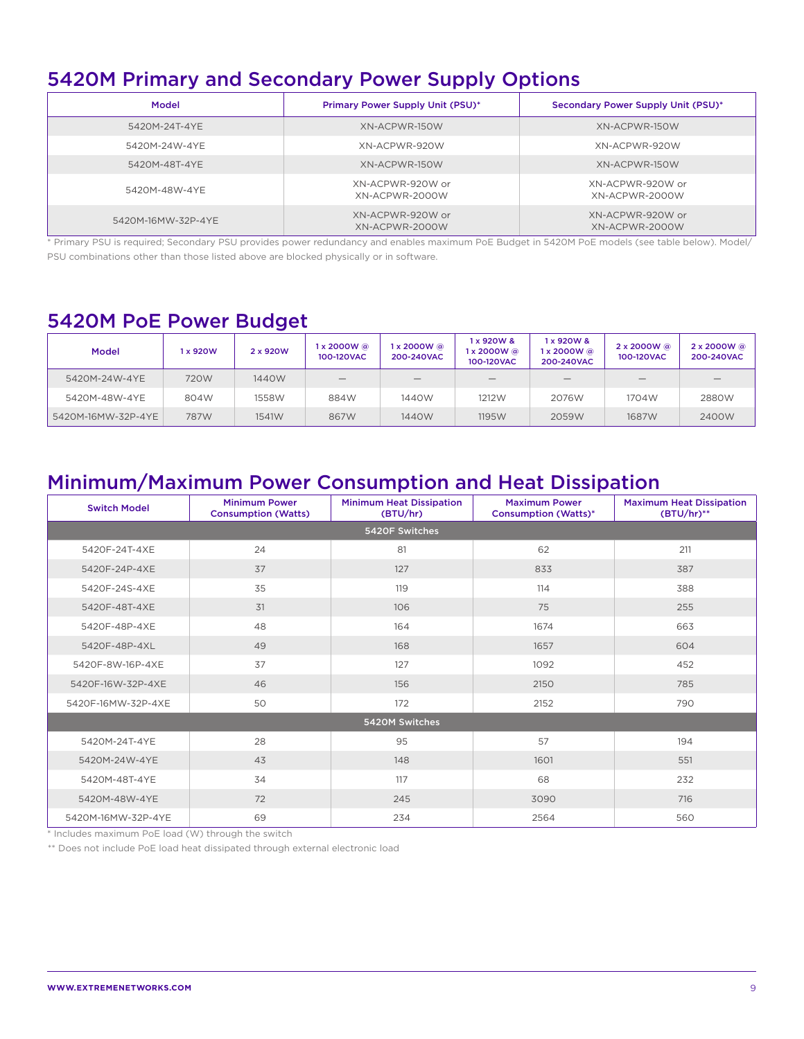## 5420M Primary and Secondary Power Supply Options

| Model | Primary Power Supply Unit (PSU)* | Secondary Power Supply Unit (PSU)* |
|---|---|---|
| 5420M-24T-4YE | XN-ACPWR-150W | XN-ACPWR-150W |
| 5420M-24W-4YE | XN-ACPWR-920W | XN-ACPWR-920W |
| 5420M-48T-4YE | XN-ACPWR-150W | XN-ACPWR-150W |
| 5420M-48W-4YE | XN-ACPWR-920W or XN-ACPWR-2000W | XN-ACPWR-920W or XN-ACPWR-2000W |
| 5420M-16MW-32P-4YE | XN-ACPWR-920W or XN-ACPWR-2000W | XN-ACPWR-920W or XN-ACPWR-2000W |

* Primary PSU is required; Secondary PSU provides power redundancy and enables maximum PoE Budget in 5420M PoE models (see table below). Model/PSU combinations other than those listed above are blocked physically or in software.

## 5420M PoE Power Budget

| Model | 1 x 920W | 2 x 920W | 1 x 2000W @ 100-120VAC | 1 x 2000W @ 200-240VAC | 1 x 920W & 1 x 2000W @ 100-120VAC | 1 x 920W & 1 x 2000W @ 200-240VAC | 2 x 2000W @ 100-120VAC | 2 x 2000W @ 200-240VAC |
|---|---|---|---|---|---|---|---|---|
| 5420M-24W-4YE | 720W | 1440W | — | — | — | — | — | — |
| 5420M-48W-4YE | 804W | 1558W | 884W | 1440W | 1212W | 2076W | 1704W | 2880W |
| 5420M-16MW-32P-4YE | 787W | 1541W | 867W | 1440W | 1195W | 2059W | 1687W | 2400W |

## Minimum/Maximum Power Consumption and Heat Dissipation

| Switch Model | Minimum Power Consumption (Watts) | Minimum Heat Dissipation (BTU/hr) | Maximum Power Consumption (Watts)* | Maximum Heat Dissipation (BTU/hr)** |
|---|---|---|---|---|
| **5420F Switches** | | | | |
| 5420F-24T-4XE | 24 | 81 | 62 | 211 |
| 5420F-24P-4XE | 37 | 127 | 833 | 387 |
| 5420F-24S-4XE | 35 | 119 | 114 | 388 |
| 5420F-48T-4XE | 31 | 106 | 75 | 255 |
| 5420F-48P-4XE | 48 | 164 | 1674 | 663 |
| 5420F-48P-4XL | 49 | 168 | 1657 | 604 |
| 5420F-8W-16P-4XE | 37 | 127 | 1092 | 452 |
| 5420F-16W-32P-4XE | 46 | 156 | 2150 | 785 |
| 5420F-16MW-32P-4XE | 50 | 172 | 2152 | 790 |
| **5420M Switches** | | | | |
| 5420M-24T-4YE | 28 | 95 | 57 | 194 |
| 5420M-24W-4YE | 43 | 148 | 1601 | 551 |
| 5420M-48T-4YE | 34 | 117 | 68 | 232 |
| 5420M-48W-4YE | 72 | 245 | 3090 | 716 |
| 5420M-16MW-32P-4YE | 69 | 234 | 2564 | 560 |

* Includes maximum PoE load (W) through the switch

** Does not include PoE load heat dissipated through external electronic load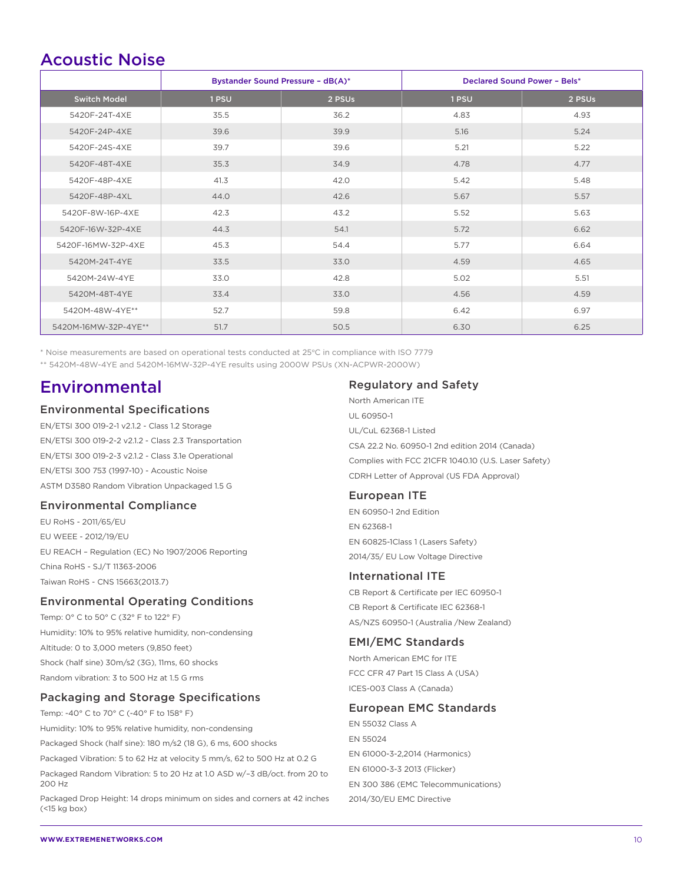# Acoustic Noise

| | Bystander Sound Pressure – dB(A)* | | Declared Sound Power – Bels* | |
|---|---|---|---|---|
| **Switch Model** | **1 PSU** | **2 PSUs** | **1 PSU** | **2 PSUs** |
| 5420F-24T-4XE | 35.5 | 36.2 | 4.83 | 4.93 |
| 5420F-24P-4XE | 39.6 | 39.9 | 5.16 | 5.24 |
| 5420F-24S-4XE | 39.7 | 39.6 | 5.21 | 5.22 |
| 5420F-48T-4XE | 35.3 | 34.9 | 4.78 | 4.77 |
| 5420F-48P-4XE | 41.3 | 42.0 | 5.42 | 5.48 |
| 5420F-48P-4XL | 44.0 | 42.6 | 5.67 | 5.57 |
| 5420F-8W-16P-4XE | 42.3 | 43.2 | 5.52 | 5.63 |
| 5420F-16W-32P-4XE | 44.3 | 54.1 | 5.72 | 6.62 |
| 5420F-16MW-32P-4XE | 45.3 | 54.4 | 5.77 | 6.64 |
| 5420M-24T-4YE | 33.5 | 33.0 | 4.59 | 4.65 |
| 5420M-24W-4YE | 33.0 | 42.8 | 5.02 | 5.51 |
| 5420M-48T-4YE | 33.4 | 33.0 | 4.56 | 4.59 |
| 5420M-48W-4YE** | 52.7 | 59.8 | 6.42 | 6.97 |
| 5420M-16MW-32P-4YE** | 51.7 | 50.5 | 6.30 | 6.25 |

\* Noise measurements are based on operational tests conducted at 25°C in compliance with ISO 7779

** 5420M-48W-4YE and 5420M-16MW-32P-4YE results using 2000W PSUs (XN-ACPWR-2000W)

# Environmental

### Environmental Specifications

EN/ETSI 300 019-2-1 v2.1.2 - Class 1.2 Storage

EN/ETSI 300 019-2-2 v2.1.2 - Class 2.3 Transportation

EN/ETSI 300 019-2-3 v2.1.2 - Class 3.1e Operational

EN/ETSI 300 753 (1997-10) - Acoustic Noise

ASTM D3580 Random Vibration Unpackaged 1.5 G

### Environmental Compliance

EU RoHS - 2011/65/EU

EU WEEE - 2012/19/EU

EU REACH – Regulation (EC) No 1907/2006 Reporting

China RoHS - SJ/T 11363-2006

Taiwan RoHS - CNS 15663(2013.7)

### Environmental Operating Conditions

Temp: 0° C to 50° C (32° F to 122° F)

Humidity: 10% to 95% relative humidity, non-condensing

Altitude: 0 to 3,000 meters (9,850 feet)

Shock (half sine) 30m/s2 (3G), 11ms, 60 shocks

Random vibration: 3 to 500 Hz at 1.5 G rms

### Packaging and Storage Specifications

Temp: -40° C to 70° C (-40° F to 158° F)

Humidity: 10% to 95% relative humidity, non-condensing

Packaged Shock (half sine): 180 m/s2 (18 G), 6 ms, 600 shocks

Packaged Vibration: 5 to 62 Hz at velocity 5 mm/s, 62 to 500 Hz at 0.2 G

Packaged Random Vibration: 5 to 20 Hz at 1.0 ASD w/–3 dB/oct. from 20 to 200 Hz

Packaged Drop Height: 14 drops minimum on sides and corners at 42 inches (<15 kg box)

## Regulatory and Safety

North American ITE

UL 60950-1

UL/CuL 62368-1 Listed

CSA 22.2 No. 60950-1 2nd edition 2014 (Canada)

Complies with FCC 21CFR 1040.10 (U.S. Laser Safety)

CDRH Letter of Approval (US FDA Approval)

### European ITE

EN 60950-1 2nd Edition

EN 62368-1

EN 60825-1Class 1 (Lasers Safety)

2014/35/ EU Low Voltage Directive

### International ITE

CB Report & Certificate per IEC 60950-1

CB Report & Certificate IEC 62368-1

AS/NZS 60950-1 (Australia /New Zealand)

### EMI/EMC Standards

North American EMC for ITE

FCC CFR 47 Part 15 Class A (USA)

ICES-003 Class A (Canada)

### European EMC Standards

EN 55032 Class A

EN 55024

EN 61000-3-2,2014 (Harmonics)

EN 61000-3-3 2013 (Flicker)

EN 300 386 (EMC Telecommunications)

2014/30/EU EMC Directive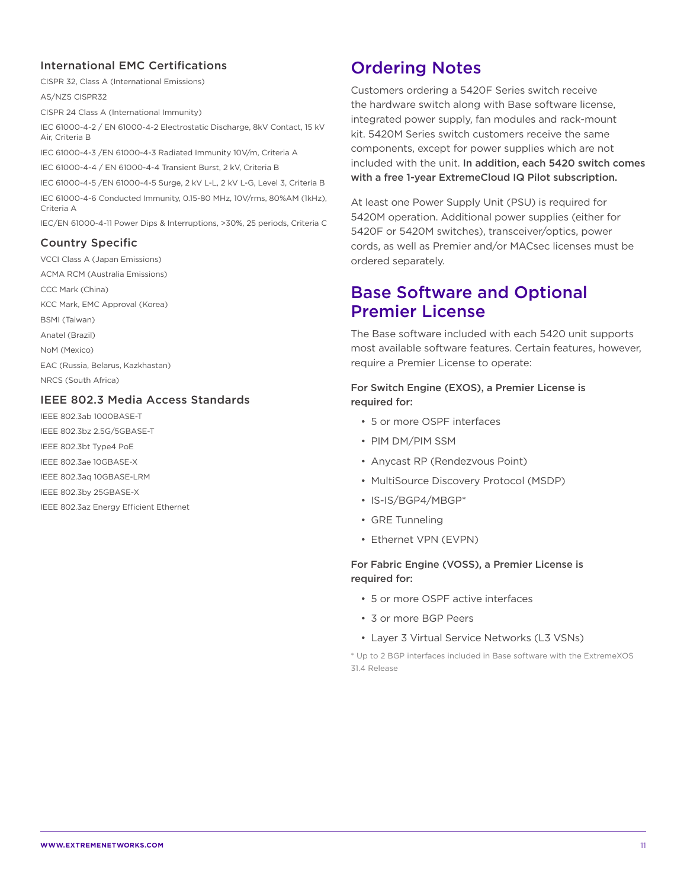### International EMC Certifications

CISPR 32, Class A (International Emissions)

AS/NZS CISPR32

CISPR 24 Class A (International Immunity)

IEC 61000-4-2 / EN 61000-4-2 Electrostatic Discharge, 8kV Contact, 15 kV Air, Criteria B

IEC 61000-4-3 /EN 61000-4-3 Radiated Immunity 10V/m, Criteria A

IEC 61000-4-4 / EN 61000-4-4 Transient Burst, 2 kV, Criteria B

IEC 61000-4-5 /EN 61000-4-5 Surge, 2 kV L-L, 2 kV L-G, Level 3, Criteria B

IEC 61000-4-6 Conducted Immunity, 0.15-80 MHz, 10V/rms, 80%AM (1kHz), Criteria A

IEC/EN 61000-4-11 Power Dips & Interruptions, >30%, 25 periods, Criteria C

### Country Specific

VCCI Class A (Japan Emissions)

ACMA RCM (Australia Emissions)

CCC Mark (China)

KCC Mark, EMC Approval (Korea)

BSMI (Taiwan)

Anatel (Brazil)

NoM (Mexico)

EAC (Russia, Belarus, Kazkhastan)

NRCS (South Africa)

### IEEE 802.3 Media Access Standards

IEEE 802.3ab 1000BASE-T

IEEE 802.3bz 2.5G/5GBASE-T

IEEE 802.3bt Type4 PoE

IEEE 802.3ae 10GBASE-X

IEEE 802.3aq 10GBASE-LRM

IEEE 802.3by 25GBASE-X

IEEE 802.3az Energy Efficient Ethernet

## Ordering Notes

Customers ordering a 5420F Series switch receive the hardware switch along with Base software license, integrated power supply, fan modules and rack-mount kit. 5420M Series switch customers receive the same components, except for power supplies which are not included with the unit. **In addition, each 5420 switch comes with a free 1-year ExtremeCloud IQ Pilot subscription.**

At least one Power Supply Unit (PSU) is required for 5420M operation. Additional power supplies (either for 5420F or 5420M switches), transceiver/optics, power cords, as well as Premier and/or MACsec licenses must be ordered separately.

## Base Software and Optional Premier License

The Base software included with each 5420 unit supports most available software features. Certain features, however, require a Premier License to operate:

**For Switch Engine (EXOS), a Premier License is required for:**

- 5 or more OSPF interfaces
- PIM DM/PIM SSM
- Anycast RP (Rendezvous Point)
- MultiSource Discovery Protocol (MSDP)
- IS-IS/BGP4/MBGP*
- GRE Tunneling
- Ethernet VPN (EVPN)

**For Fabric Engine (VOSS), a Premier License is required for:**

- 5 or more OSPF active interfaces
- 3 or more BGP Peers
- Layer 3 Virtual Service Networks (L3 VSNs)

* Up to 2 BGP interfaces included in Base software with the ExtremeXOS 31.4 Release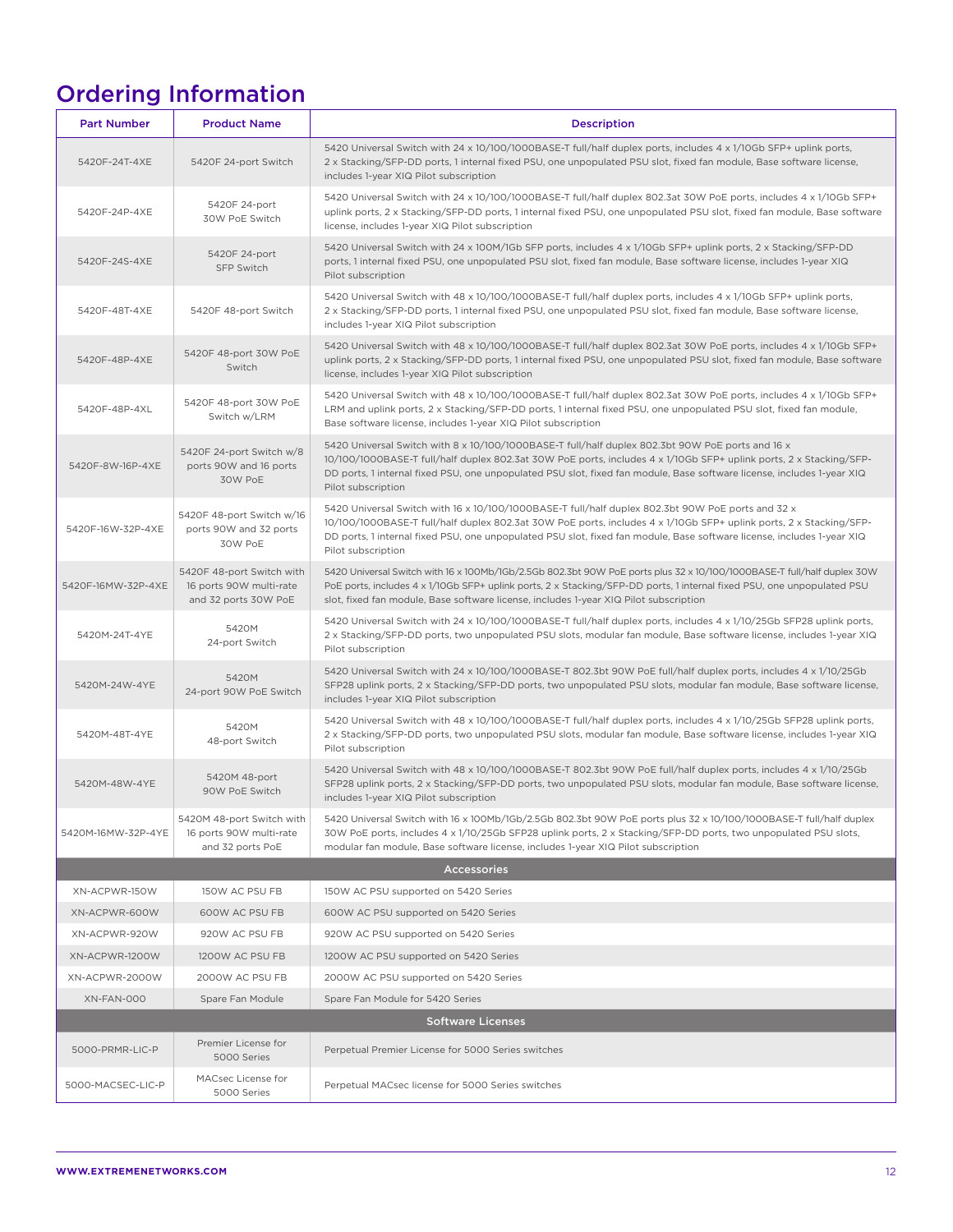## Ordering Information

| Part Number | Product Name | Description |
|---|---|---|
| 5420F-24T-4XE | 5420F 24-port Switch | 5420 Universal Switch with 24 x 10/100/1000BASE-T full/half duplex ports, includes 4 x 1/10Gb SFP+ uplink ports, 2 x Stacking/SFP-DD ports, 1 internal fixed PSU, one unpopulated PSU slot, fixed fan module, Base software license, includes 1-year XIQ Pilot subscription |
| 5420F-24P-4XE | 5420F 24-port 30W PoE Switch | 5420 Universal Switch with 24 x 10/100/1000BASE-T full/half duplex 802.3at 30W PoE ports, includes 4 x 1/10Gb SFP+ uplink ports, 2 x Stacking/SFP-DD ports, 1 internal fixed PSU, one unpopulated PSU slot, fixed fan module, Base software license, includes 1-year XIQ Pilot subscription |
| 5420F-24S-4XE | 5420F 24-port SFP Switch | 5420 Universal Switch with 24 x 100M/1Gb SFP ports, includes 4 x 1/10Gb SFP+ uplink ports, 2 x Stacking/SFP-DD ports, 1 internal fixed PSU, one unpopulated PSU slot, fixed fan module, Base software license, includes 1-year XIQ Pilot subscription |
| 5420F-48T-4XE | 5420F 48-port Switch | 5420 Universal Switch with 48 x 10/100/1000BASE-T full/half duplex ports, includes 4 x 1/10Gb SFP+ uplink ports, 2 x Stacking/SFP-DD ports, 1 internal fixed PSU, one unpopulated PSU slot, fixed fan module, Base software license, includes 1-year XIQ Pilot subscription |
| 5420F-48P-4XE | 5420F 48-port 30W PoE Switch | 5420 Universal Switch with 48 x 10/100/1000BASE-T full/half duplex 802.3at 30W PoE ports, includes 4 x 1/10Gb SFP+ uplink ports, 2 x Stacking/SFP-DD ports, 1 internal fixed PSU, one unpopulated PSU slot, fixed fan module, Base software license, includes 1-year XIQ Pilot subscription |
| 5420F-48P-4XL | 5420F 48-port 30W PoE Switch w/LRM | 5420 Universal Switch with 48 x 10/100/1000BASE-T full/half duplex 802.3at 30W PoE ports, includes 4 x 1/10Gb SFP+ LRM and uplink ports, 2 x Stacking/SFP-DD ports, 1 internal fixed PSU, one unpopulated PSU slot, fixed fan module, Base software license, includes 1-year XIQ Pilot subscription |
| 5420F-8W-16P-4XE | 5420F 24-port Switch w/8 ports 90W and 16 ports 30W PoE | 5420 Universal Switch with 8 x 10/100/1000BASE-T full/half duplex 802.3bt 90W PoE ports and 16 x 10/100/1000BASE-T full/half duplex 802.3at 30W PoE ports, includes 4 x 1/10Gb SFP+ uplink ports, 2 x Stacking/SFP-DD ports, 1 internal fixed PSU, one unpopulated PSU slot, fixed fan module, Base software license, includes 1-year XIQ Pilot subscription |
| 5420F-16W-32P-4XE | 5420F 48-port Switch w/16 ports 90W and 32 ports 30W PoE | 5420 Universal Switch with 16 x 10/100/1000BASE-T full/half duplex 802.3bt 90W PoE ports and 32 x 10/100/1000BASE-T full/half duplex 802.3at 30W PoE ports, includes 4 x 1/10Gb SFP+ uplink ports, 2 x Stacking/SFP-DD ports, 1 internal fixed PSU, one unpopulated PSU slot, fixed fan module, Base software license, includes 1-year XIQ Pilot subscription |
| 5420F-16MW-32P-4XE | 5420F 48-port Switch with 16 ports 90W multi-rate and 32 ports 30W PoE | 5420 Universal Switch with 16 x 100Mb/1Gb/2.5Gb 802.3bt 90W PoE ports plus 32 x 10/100/1000BASE-T full/half duplex 30W PoE ports, includes 4 x 1/10Gb SFP+ uplink ports, 2 x Stacking/SFP-DD ports, 1 internal fixed PSU, one unpopulated PSU slot, fixed fan module, Base software license, includes 1-year XIQ Pilot subscription |
| 5420M-24T-4YE | 5420M 24-port Switch | 5420 Universal Switch with 24 x 10/100/1000BASE-T full/half duplex ports, includes 4 x 1/10/25Gb SFP28 uplink ports, 2 x Stacking/SFP-DD ports, two unpopulated PSU slots, modular fan module, Base software license, includes 1-year XIQ Pilot subscription |
| 5420M-24W-4YE | 5420M 24-port 90W PoE Switch | 5420 Universal Switch with 24 x 10/100/1000BASE-T 802.3bt 90W PoE full/half duplex ports, includes 4 x 1/10/25Gb SFP28 uplink ports, 2 x Stacking/SFP-DD ports, two unpopulated PSU slots, modular fan module, Base software license, includes 1-year XIQ Pilot subscription |
| 5420M-48T-4YE | 5420M 48-port Switch | 5420 Universal Switch with 48 x 10/100/1000BASE-T full/half duplex ports, includes 4 x 1/10/25Gb SFP28 uplink ports, 2 x Stacking/SFP-DD ports, two unpopulated PSU slots, modular fan module, Base software license, includes 1-year XIQ Pilot subscription |
| 5420M-48W-4YE | 5420M 48-port 90W PoE Switch | 5420 Universal Switch with 48 x 10/100/1000BASE-T 802.3bt 90W PoE full/half duplex ports, includes 4 x 1/10/25Gb SFP28 uplink ports, 2 x Stacking/SFP-DD ports, two unpopulated PSU slots, modular fan module, Base software license, includes 1-year XIQ Pilot subscription |
| 5420M-16MW-32P-4YE | 5420M 48-port Switch with 16 ports 90W multi-rate and 32 ports PoE | 5420 Universal Switch with 16 x 100Mb/1Gb/2.5Gb 802.3bt 90W PoE ports plus 32 x 10/100/1000BASE-T full/half duplex 30W PoE ports, includes 4 x 1/10/25Gb SFP28 uplink ports, 2 x Stacking/SFP-DD ports, two unpopulated PSU slots, modular fan module, Base software license, includes 1-year XIQ Pilot subscription |
| **Accessories** | | |
| XN-ACPWR-150W | 150W AC PSU FB | 150W AC PSU supported on 5420 Series |
| XN-ACPWR-600W | 600W AC PSU FB | 600W AC PSU supported on 5420 Series |
| XN-ACPWR-920W | 920W AC PSU FB | 920W AC PSU supported on 5420 Series |
| XN-ACPWR-1200W | 1200W AC PSU FB | 1200W AC PSU supported on 5420 Series |
| XN-ACPWR-2000W | 2000W AC PSU FB | 2000W AC PSU supported on 5420 Series |
| XN-FAN-000 | Spare Fan Module | Spare Fan Module for 5420 Series |
| **Software Licenses** | | |
| 5000-PRMR-LIC-P | Premier License for 5000 Series | Perpetual Premier License for 5000 Series switches |
| 5000-MACSEC-LIC-P | MACsec License for 5000 Series | Perpetual MACsec license for 5000 Series switches |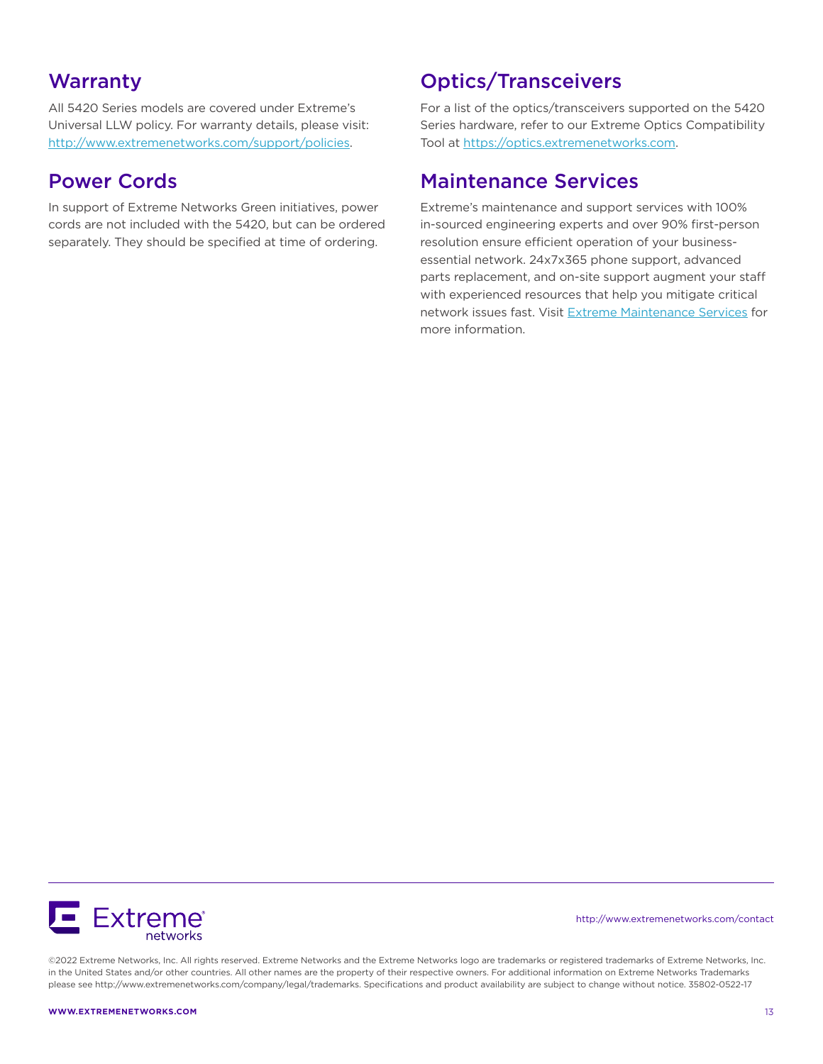## Warranty

All 5420 Series models are covered under Extreme's Universal LLW policy. For warranty details, please visit: http://www.extremenetworks.com/support/policies.

## Power Cords

In support of Extreme Networks Green initiatives, power cords are not included with the 5420, but can be ordered separately. They should be specified at time of ordering.

## Optics/Transceivers

For a list of the optics/transceivers supported on the 5420 Series hardware, refer to our Extreme Optics Compatibility Tool at https://optics.extremenetworks.com.

## Maintenance Services

Extreme's maintenance and support services with 100% in-sourced engineering experts and over 90% first-person resolution ensure efficient operation of your business-essential network. 24x7x365 phone support, advanced parts replacement, and on-site support augment your staff with experienced resources that help you mitigate critical network issues fast. Visit Extreme Maintenance Services for more information.

Extreme networks

http://www.extremenetworks.com/contact

©2022 Extreme Networks, Inc. All rights reserved. Extreme Networks and the Extreme Networks logo are trademarks or registered trademarks of Extreme Networks, Inc. in the United States and/or other countries. All other names are the property of their respective owners. For additional information on Extreme Networks Trademarks please see http://www.extremenetworks.com/company/legal/trademarks. Specifications and product availability are subject to change without notice. 35802-0522-17